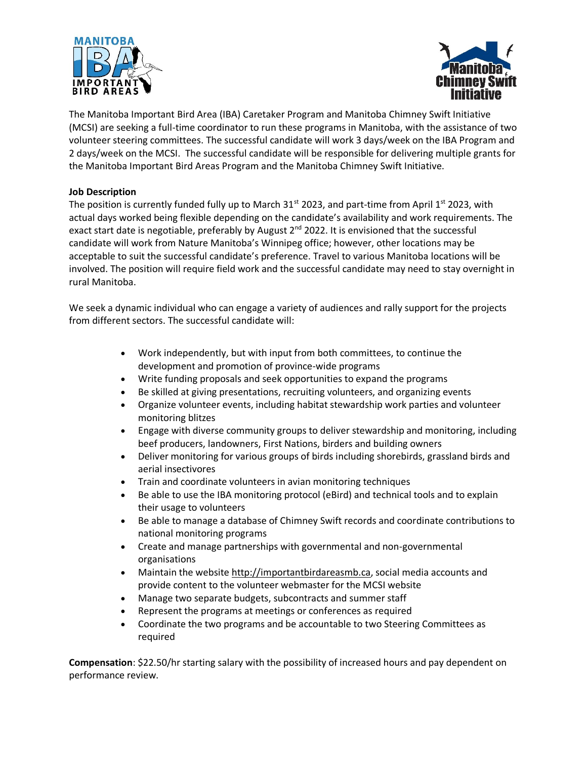The Manitoba Important Bird Area (IBA) Caretaker Program and Manitoba Chimney Swift Initiative (MCSI) are seeking a full-time coordinator to run these programs in Manitoba, with the assistance of two volunteer steering committees. The successful candidate will work 3 days/week on the IBA Program and 2 days/week on the MCSI. The successful candidate will be responsible for delivering multiple grants for the Manitoba Important Bird Areas Program and the Manitoba Chimney Swift Initiative.

**Job Description**

The position is currently funded fully up to March 31st 2023, and part-time from April 1st 2023, with actual days worked being flexible depending on the candidate's availability and work requirements. The exact start date is negotiable, preferably by August 2nd 2022. It is envisioned that the successful candidate will work from Nature Manitoba's Winnipeg office; however, other locations may be acceptable to suit the successful candidate's preference. Travel to various Manitoba locations will be involved. The position will require field work and the successful candidate may need to stay overnight in rural Manitoba.

We seek a dynamic individual who can engage a variety of audiences and rally support for the projects from different sectors. The successful candidate will:

- Work independently, but with input from both committees, to continue the development and promotion of province-wide programs
- Write funding proposals and seek opportunities to expand the programs
- Be skilled at giving presentations, recruiting volunteers, and organizing events
- Organize volunteer events, including habitat stewardship work parties and volunteer monitoring blitzes
- Engage with diverse community groups to deliver stewardship and monitoring, including beef producers, landowners, First Nations, birders and building owners
- Deliver monitoring for various groups of birds including shorebirds, grassland birds and aerial insectivores
- Train and coordinate volunteers in avian monitoring techniques
- Be able to use the IBA monitoring protocol (eBird) and technical tools and to explain their usage to volunteers
- Be able to manage a database of Chimney Swift records and coordinate contributions to national monitoring programs
- Create and manage partnerships with governmental and non-governmental organisations
- Maintain the website http://importantbirdareasmb.ca, social media accounts and provide content to the volunteer webmaster for the MCSI website
- Manage two separate budgets, subcontracts and summer staff
- Represent the programs at meetings or conferences as required
- Coordinate the two programs and be accountable to two Steering Committees as required

**Compensation**: $22.50/hr starting salary with the possibility of increased hours and pay dependent on performance review.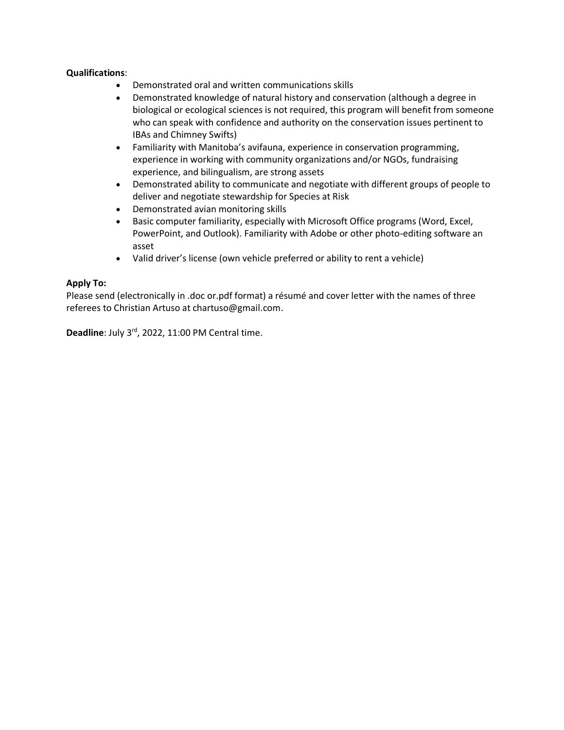**Qualifications**:

- Demonstrated oral and written communications skills
- Demonstrated knowledge of natural history and conservation (although a degree in biological or ecological sciences is not required, this program will benefit from someone who can speak with confidence and authority on the conservation issues pertinent to IBAs and Chimney Swifts)
- Familiarity with Manitoba's avifauna, experience in conservation programming, experience in working with community organizations and/or NGOs, fundraising experience, and bilingualism, are strong assets
- Demonstrated ability to communicate and negotiate with different groups of people to deliver and negotiate stewardship for Species at Risk
- Demonstrated avian monitoring skills
- Basic computer familiarity, especially with Microsoft Office programs (Word, Excel, PowerPoint, and Outlook). Familiarity with Adobe or other photo-editing software an asset
- Valid driver's license (own vehicle preferred or ability to rent a vehicle)

**Apply To:**

Please send (electronically in .doc or.pdf format) a résumé and cover letter with the names of three referees to Christian Artuso at chartuso@gmail.com.

**Deadline**: July 3rd, 2022, 11:00 PM Central time.